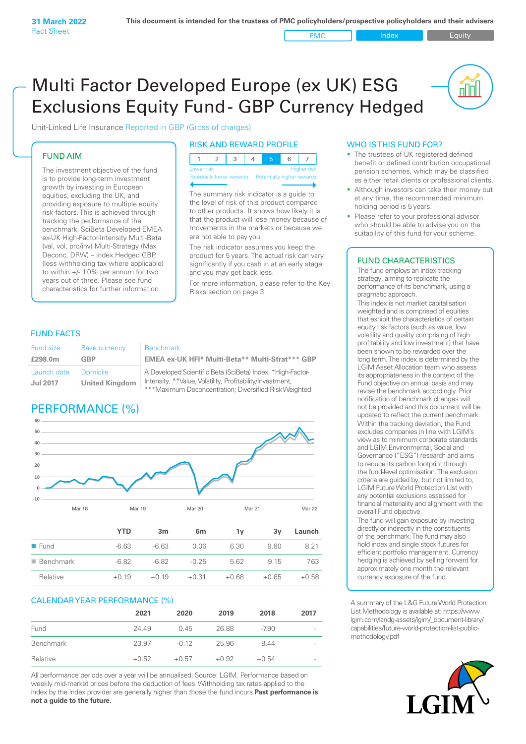31 March 2022
Fact Sheet

This document is intended for the trustees of PMC policyholders/prospective policyholders and their advisers

PMC | Index | Equity

# Multi Factor Developed Europe (ex UK) ESG Exclusions Equity Fund - GBP Currency Hedged

Unit-Linked Life Insurance Reported in GBP (Gross of charges)

## FUND AIM

The investment objective of the fund is to provide long-term investment growth by investing in European equities, excluding the UK, and providing exposure to multiple equity risk-factors. This is achieved through tracking the performance of the benchmark, SciBeta Developed EMEA ex-UK High-Factor-Intensity Multi-Beta (val, vol, pro/inv) Multi-Strategy (Max Deconc, DRW) – index Hedged GBP, (less withholding tax where applicable) to within +/- 1.0% per annum for two years out of three. Please see fund characteristics for further information.

## RISK AND REWARD PROFILE

| 1 | 2 | 3 | 4 | **5** | 6 | 7 |
|---|---|---|---|---|---|---|

Lower risk — Higher risk
Potentially lower rewards — Potentially higher rewards

The summary risk indicator is a guide to the level of risk of this product compared to other products. It shows how likely it is that the product will lose money because of movements in the markets or because we are not able to pay you.

The risk indicator assumes you keep the product for 5 years. The actual risk can vary significantly if you cash in at an early stage and you may get back less.

For more information, please refer to the Key Risks section on page 3.

## WHO IS THIS FUND FOR?

- The trustees of UK registered defined benefit or defined contribution occupational pension schemes, which may be classified as either retail clients or professional clients.
- Although investors can take their money out at any time, the recommended minimum holding period is 5 years.
- Please refer to your professional advisor who should be able to advise you on the suitability of this fund for your scheme.

## FUND FACTS

| Fund size | Base currency | Benchmark |
|---|---|---|
| **£298.0m** | **GBP** | **EMEA ex-UK HFI* Multi-Beta** Multi-Strat*** GBP** |
| **Launch date** | **Domicile** | |
| **Jul 2017** | **United Kingdom** | A Developed Scientific Beta (SciBeta) Index. *High-Factor-Intensity, **Value, Volatility, Profitability/Investment, ***Maximum Deconcentration; Diversified Risk Weighted |

## PERFORMANCE (%)

|  | YTD | 3m | 6m | 1y | 3y | Launch |
|---|---|---|---|---|---|---|
| Fund | -6.63 | -6.63 | 0.06 | 6.30 | 9.80 | 8.21 |
| Benchmark | -6.82 | -6.82 | -0.25 | 5.62 | 9.15 | 7.63 |
| Relative | +0.19 | +0.19 | +0.31 | +0.68 | +0.65 | +0.58 |

## CALENDAR YEAR PERFORMANCE (%)

|  | 2021 | 2020 | 2019 | 2018 | 2017 |
|---|---|---|---|---|---|
| Fund | 24.49 | 0.45 | 26.88 | -7.90 | - |
| Benchmark | 23.97 | -0.12 | 25.96 | -8.44 | - |
| Relative | +0.52 | +0.57 | +0.92 | +0.54 | - |

All performance periods over a year will be annualised. Source: LGIM. Performance based on weekly mid-market prices before the deduction of fees. Withholding tax rates applied to the index by the index provider are generally higher than those the fund incurs **Past performance is not a guide to the future.**

## FUND CHARACTERISTICS

The fund employs an index tracking strategy, aiming to replicate the performance of its benchmark, using a pragmatic approach.

This index is not market capitalisation weighted and is comprised of equities that exhibit the characteristics of certain equity risk factors (such as value, low volatility and quality comprising of high profitability and low investment) that have been shown to be rewarded over the long term. The index is determined by the LGIM Asset Allocation team who assess its appropriateness in the context of the Fund objective on annual basis and may revise the benchmark accordingly. Prior notification of benchmark changes will not be provided and this document will be updated to reflect the current benchmark.

Within the tracking deviation, the Fund excludes companies in line with LGIM's view as to minimum corporate standards and LGIM Environmental, Social and Governance ("ESG") research and aims to reduce its carbon footprint through the fund-level optimisation. The exclusion criteria are guided by, but not limited to, LGIM Future World Protection List with any potential exclusions assessed for financial materiality and alignment with the overall Fund objective.

The fund will gain exposure by investing directly or indirectly in the constituents of the benchmark. The fund may also hold index and single stock futures for efficient portfolio management. Currency hedging is achieved by selling forward for approximately one month the relevant currency exposure of the fund.

A summary of the L&G Future World Protection List Methodology is available at: https://www.lgim.com/landg-assets/lgim/_document-library/capabilities/future-world-protection-list-public-methodology.pdf

LGIM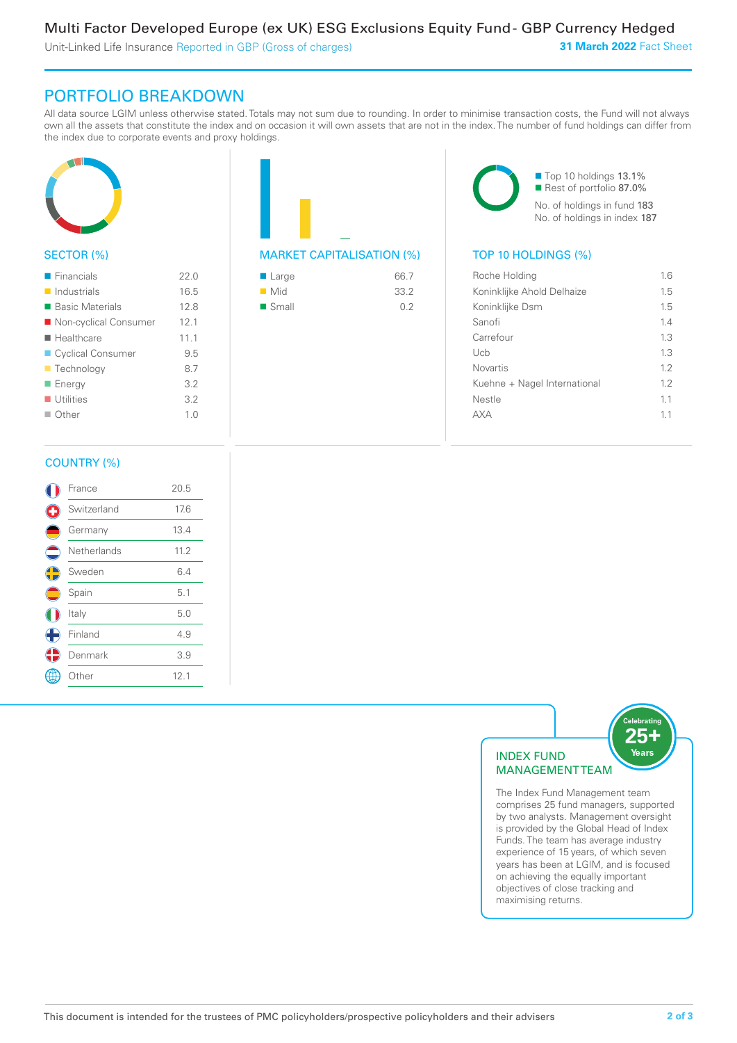Multi Factor Developed Europe (ex UK) ESG Exclusions Equity Fund - GBP Currency Hedged

Unit-Linked Life Insurance Reported in GBP (Gross of charges)

**31 March 2022** Fact Sheet

## PORTFOLIO BREAKDOWN

All data source LGIM unless otherwise stated. Totals may not sum due to rounding. In order to minimise transaction costs, the Fund will not always own all the assets that constitute the index and on occasion it will own assets that are not in the index. The number of fund holdings can differ from the index due to corporate events and proxy holdings.

### SECTOR (%)

| Sector | % |
|---|---|
| Financials | 22.0 |
| Industrials | 16.5 |
| Basic Materials | 12.8 |
| Non-cyclical Consumer | 12.1 |
| Healthcare | 11.1 |
| Cyclical Consumer | 9.5 |
| Technology | 8.7 |
| Energy | 3.2 |
| Utilities | 3.2 |
| Other | 1.0 |

### MARKET CAPITALISATION (%)

| Market Cap | % |
|---|---|
| Large | 66.7 |
| Mid | 33.2 |
| Small | 0.2 |

Top 10 holdings 13.1%
Rest of portfolio 87.0%
No. of holdings in fund 183
No. of holdings in index 187

### TOP 10 HOLDINGS (%)

| Holding | % |
|---|---|
| Roche Holding | 1.6 |
| Koninklijke Ahold Delhaize | 1.5 |
| Koninklijke Dsm | 1.5 |
| Sanofi | 1.4 |
| Carrefour | 1.3 |
| Ucb | 1.3 |
| Novartis | 1.2 |
| Kuehne + Nagel International | 1.2 |
| Nestle | 1.1 |
| AXA | 1.1 |

### COUNTRY (%)

| Country | % |
|---|---|
| France | 20.5 |
| Switzerland | 17.6 |
| Germany | 13.4 |
| Netherlands | 11.2 |
| Sweden | 6.4 |
| Spain | 5.1 |
| Italy | 5.0 |
| Finland | 4.9 |
| Denmark | 3.9 |
| Other | 12.1 |

### INDEX FUND MANAGEMENT TEAM

Celebrating 25+ Years

The Index Fund Management team comprises 25 fund managers, supported by two analysts. Management oversight is provided by the Global Head of Index Funds. The team has average industry experience of 15 years, of which seven years has been at LGIM, and is focused on achieving the equally important objectives of close tracking and maximising returns.

This document is intended for the trustees of PMC policyholders/prospective policyholders and their advisers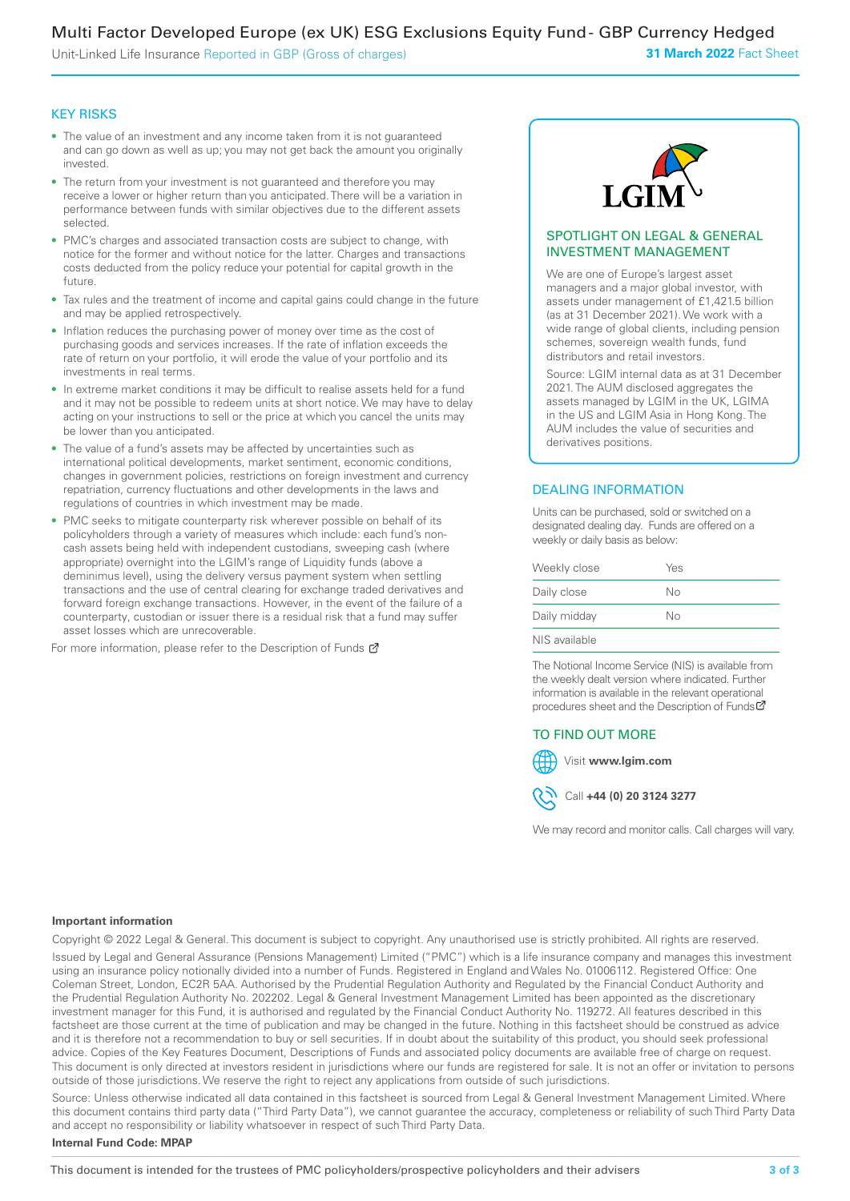# Multi Factor Developed Europe (ex UK) ESG Exclusions Equity Fund - GBP Currency Hedged

Unit-Linked Life Insurance Reported in GBP (Gross of charges)

**31 March 2022** Fact Sheet

## KEY RISKS

- The value of an investment and any income taken from it is not guaranteed and can go down as well as up; you may not get back the amount you originally invested.
- The return from your investment is not guaranteed and therefore you may receive a lower or higher return than you anticipated. There will be a variation in performance between funds with similar objectives due to the different assets selected.
- PMC's charges and associated transaction costs are subject to change, with notice for the former and without notice for the latter. Charges and transactions costs deducted from the policy reduce your potential for capital growth in the future.
- Tax rules and the treatment of income and capital gains could change in the future and may be applied retrospectively.
- Inflation reduces the purchasing power of money over time as the cost of purchasing goods and services increases. If the rate of inflation exceeds the rate of return on your portfolio, it will erode the value of your portfolio and its investments in real terms.
- In extreme market conditions it may be difficult to realise assets held for a fund and it may not be possible to redeem units at short notice. We may have to delay acting on your instructions to sell or the price at which you cancel the units may be lower than you anticipated.
- The value of a fund's assets may be affected by uncertainties such as international political developments, market sentiment, economic conditions, changes in government policies, restrictions on foreign investment and currency repatriation, currency fluctuations and other developments in the laws and regulations of countries in which investment may be made.
- PMC seeks to mitigate counterparty risk wherever possible on behalf of its policyholders through a variety of measures which include: each fund's non-cash assets being held with independent custodians, sweeping cash (where appropriate) overnight into the LGIM's range of Liquidity funds (above a deminimus level), using the delivery versus payment system when settling transactions and the use of central clearing for exchange traded derivatives and forward foreign exchange transactions. However, in the event of the failure of a counterparty, custodian or issuer there is a residual risk that a fund may suffer asset losses which are unrecoverable.

For more information, please refer to the Description of Funds

## SPOTLIGHT ON LEGAL & GENERAL INVESTMENT MANAGEMENT

We are one of Europe's largest asset managers and a major global investor, with assets under management of £1,421.5 billion (as at 31 December 2021). We work with a wide range of global clients, including pension schemes, sovereign wealth funds, fund distributors and retail investors.

Source: LGIM internal data as at 31 December 2021. The AUM disclosed aggregates the assets managed by LGIM in the UK, LGIMA in the US and LGIM Asia in Hong Kong. The AUM includes the value of securities and derivatives positions.

## DEALING INFORMATION

Units can be purchased, sold or switched on a designated dealing day. Funds are offered on a weekly or daily basis as below:

| | |
|---|---|
| Weekly close | Yes |
| Daily close | No |
| Daily midday | No |
| NIS available | |

The Notional Income Service (NIS) is available from the weekly dealt version where indicated. Further information is available in the relevant operational procedures sheet and the Description of Funds

## TO FIND OUT MORE

Visit **www.lgim.com**

Call **+44 (0) 20 3124 3277**

We may record and monitor calls. Call charges will vary.

**Important information**

Copyright © 2022 Legal & General. This document is subject to copyright. Any unauthorised use is strictly prohibited. All rights are reserved.

Issued by Legal and General Assurance (Pensions Management) Limited ("PMC") which is a life insurance company and manages this investment using an insurance policy notionally divided into a number of Funds. Registered in England and Wales No. 01006112. Registered Office: One Coleman Street, London, EC2R 5AA. Authorised by the Prudential Regulation Authority and Regulated by the Financial Conduct Authority and the Prudential Regulation Authority No. 202202. Legal & General Investment Management Limited has been appointed as the discretionary investment manager for this Fund, it is authorised and regulated by the Financial Conduct Authority No. 119272. All features described in this factsheet are those current at the time of publication and may be changed in the future. Nothing in this factsheet should be construed as advice and it is therefore not a recommendation to buy or sell securities. If in doubt about the suitability of this product, you should seek professional advice. Copies of the Key Features Document, Descriptions of Funds and associated policy documents are available free of charge on request. This document is only directed at investors resident in jurisdictions where our funds are registered for sale. It is not an offer or invitation to persons outside of those jurisdictions. We reserve the right to reject any applications from outside of such jurisdictions.

Source: Unless otherwise indicated all data contained in this factsheet is sourced from Legal & General Investment Management Limited. Where this document contains third party data ("Third Party Data"), we cannot guarantee the accuracy, completeness or reliability of such Third Party Data and accept no responsibility or liability whatsoever in respect of such Third Party Data.

**Internal Fund Code: MPAP**

This document is intended for the trustees of PMC policyholders/prospective policyholders and their advisers